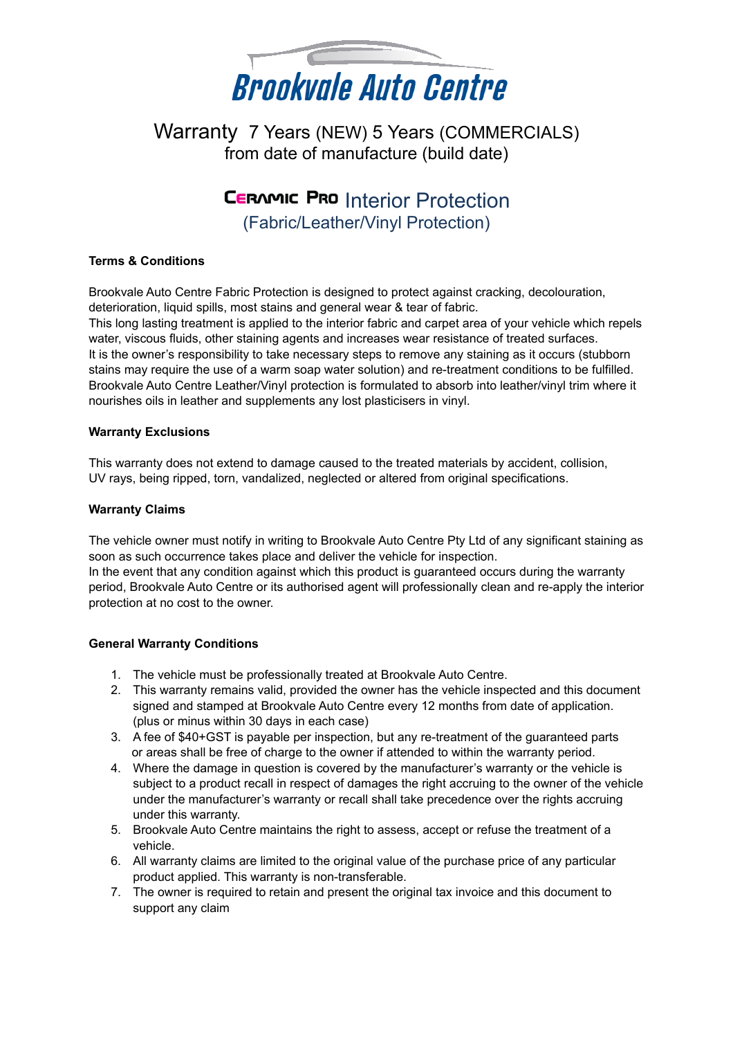# Brookvale Auto Centre

## Warranty 7 Years (NEW) 5 Years (COMMERCIALS)
from date of manufacture (build date)

## CERAMIC PRO Interior Protection
(Fabric/Leather/Vinyl Protection)

**Terms & Conditions**

Brookvale Auto Centre Fabric Protection is designed to protect against cracking, decolouration, deterioration, liquid spills, most stains and general wear & tear of fabric.
This long lasting treatment is applied to the interior fabric and carpet area of your vehicle which repels water, viscous fluids, other staining agents and increases wear resistance of treated surfaces.
It is the owner's responsibility to take necessary steps to remove any staining as it occurs (stubborn stains may require the use of a warm soap water solution) and re-treatment conditions to be fulfilled.
Brookvale Auto Centre Leather/Vinyl protection is formulated to absorb into leather/vinyl trim where it nourishes oils in leather and supplements any lost plasticisers in vinyl.

**Warranty Exclusions**

This warranty does not extend to damage caused to the treated materials by accident, collision, UV rays, being ripped, torn, vandalized, neglected or altered from original specifications.

**Warranty Claims**

The vehicle owner must notify in writing to Brookvale Auto Centre Pty Ltd of any significant staining as soon as such occurrence takes place and deliver the vehicle for inspection.
In the event that any condition against which this product is guaranteed occurs during the warranty period, Brookvale Auto Centre or its authorised agent will professionally clean and re-apply the interior protection at no cost to the owner.

**General Warranty Conditions**

1. The vehicle must be professionally treated at Brookvale Auto Centre.
2. This warranty remains valid, provided the owner has the vehicle inspected and this document signed and stamped at Brookvale Auto Centre every 12 months from date of application. (plus or minus within 30 days in each case)
3. A fee of $40+GST is payable per inspection, but any re-treatment of the guaranteed parts or areas shall be free of charge to the owner if attended to within the warranty period.
4. Where the damage in question is covered by the manufacturer's warranty or the vehicle is subject to a product recall in respect of damages the right accruing to the owner of the vehicle under the manufacturer's warranty or recall shall take precedence over the rights accruing under this warranty.
5. Brookvale Auto Centre maintains the right to assess, accept or refuse the treatment of a vehicle.
6. All warranty claims are limited to the original value of the purchase price of any particular product applied. This warranty is non-transferable.
7. The owner is required to retain and present the original tax invoice and this document to support any claim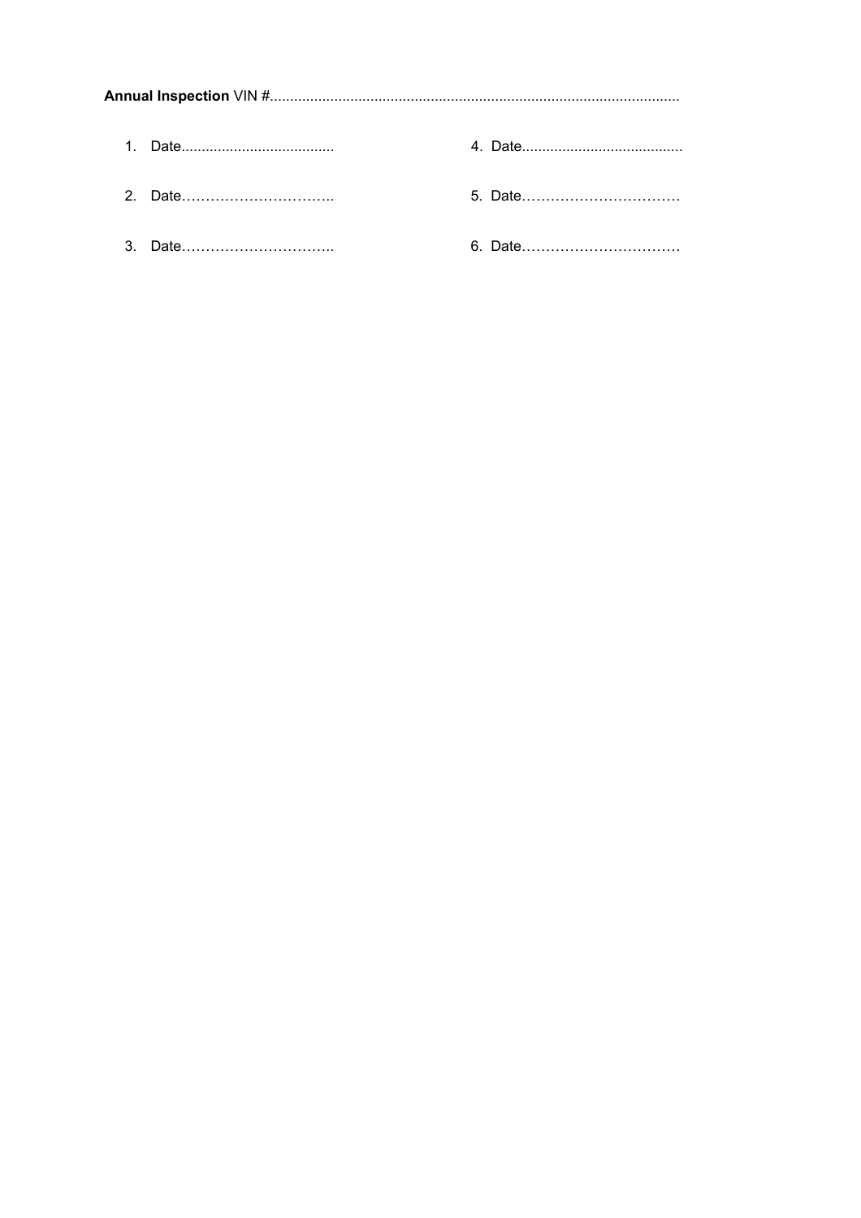**Annual Inspection** VIN #......................................................................................................

1. Date......................................
2. Date…………………………..
3. Date…………………………..
4. Date........................................
5. Date……………………………
6. Date……………………………